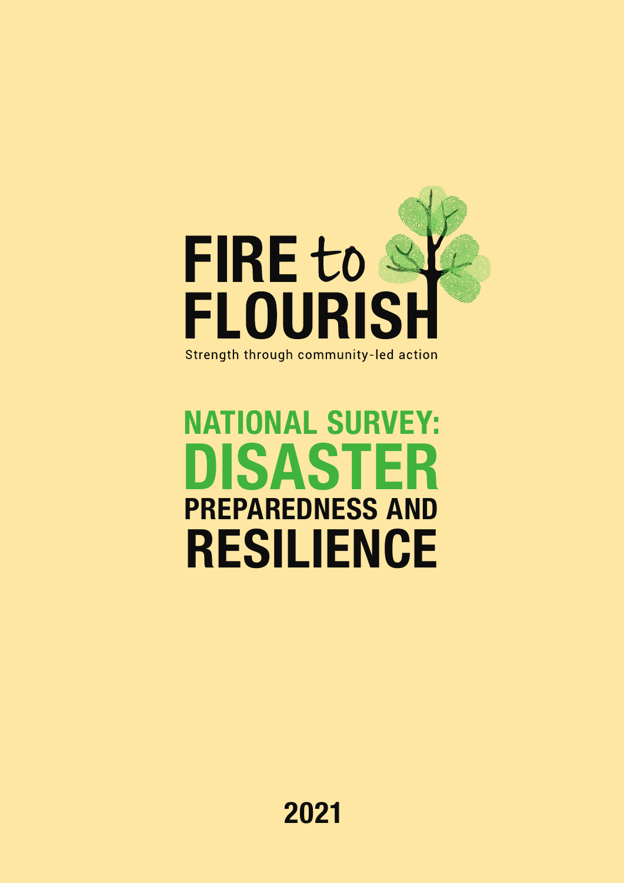# FIRE to FLOURISH

Strength through community-led action

# NATIONAL SURVEY: DISASTER PREPAREDNESS AND RESILIENCE

2021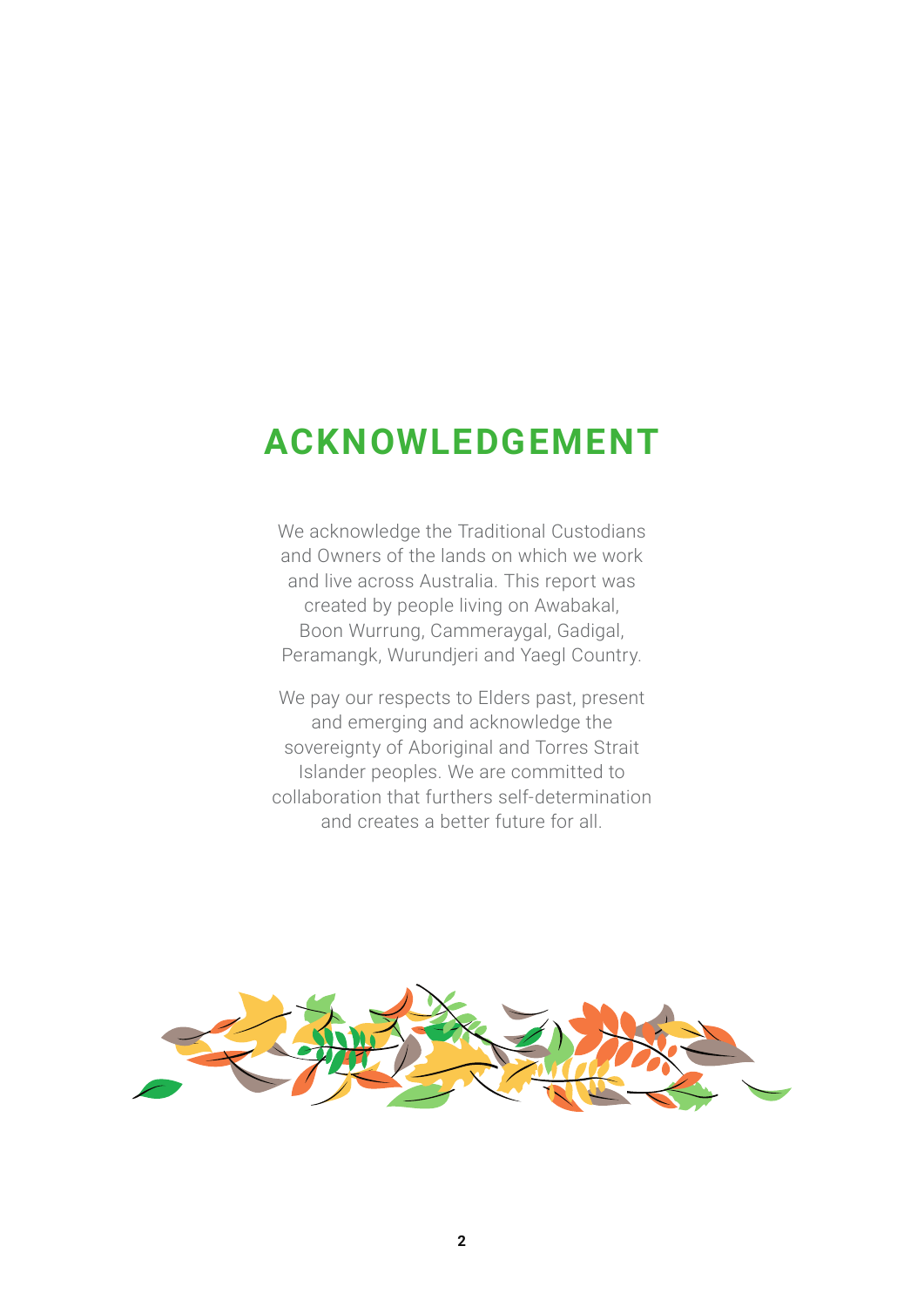# ACKNOWLEDGEMENT

We acknowledge the Traditional Custodians and Owners of the lands on which we work and live across Australia. This report was created by people living on Awabakal, Boon Wurrung, Cammeraygal, Gadigal, Peramangk, Wurundjeri and Yaegl Country.

We pay our respects to Elders past, present and emerging and acknowledge the sovereignty of Aboriginal and Torres Strait Islander peoples. We are committed to collaboration that furthers self-determination and creates a better future for all.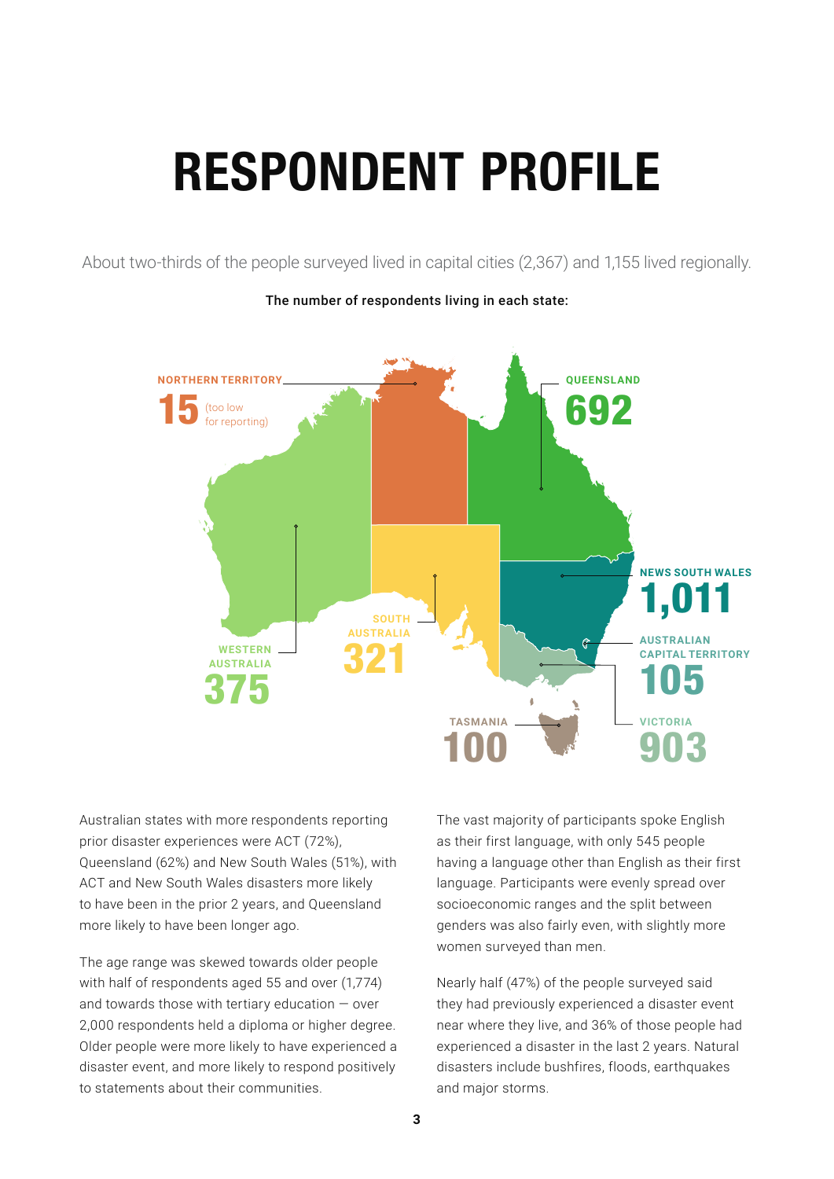# RESPONDENT PROFILE

About two-thirds of the people surveyed lived in capital cities (2,367) and 1,155 lived regionally.

**The number of respondents living in each state:**

- NORTHERN TERRITORY: 15 (too low for reporting)
- QUEENSLAND: 692
- NEWS SOUTH WALES: 1,011
- AUSTRALIAN CAPITAL TERRITORY: 105
- VICTORIA: 903
- TASMANIA: 100
- SOUTH AUSTRALIA: 321
- WESTERN AUSTRALIA: 375

Australian states with more respondents reporting prior disaster experiences were ACT (72%), Queensland (62%) and New South Wales (51%), with ACT and New South Wales disasters more likely to have been in the prior 2 years, and Queensland more likely to have been longer ago.

The age range was skewed towards older people with half of respondents aged 55 and over (1,774) and towards those with tertiary education — over 2,000 respondents held a diploma or higher degree. Older people were more likely to have experienced a disaster event, and more likely to respond positively to statements about their communities.

The vast majority of participants spoke English as their first language, with only 545 people having a language other than English as their first language. Participants were evenly spread over socioeconomic ranges and the split between genders was also fairly even, with slightly more women surveyed than men.

Nearly half (47%) of the people surveyed said they had previously experienced a disaster event near where they live, and 36% of those people had experienced a disaster in the last 2 years. Natural disasters include bushfires, floods, earthquakes and major storms.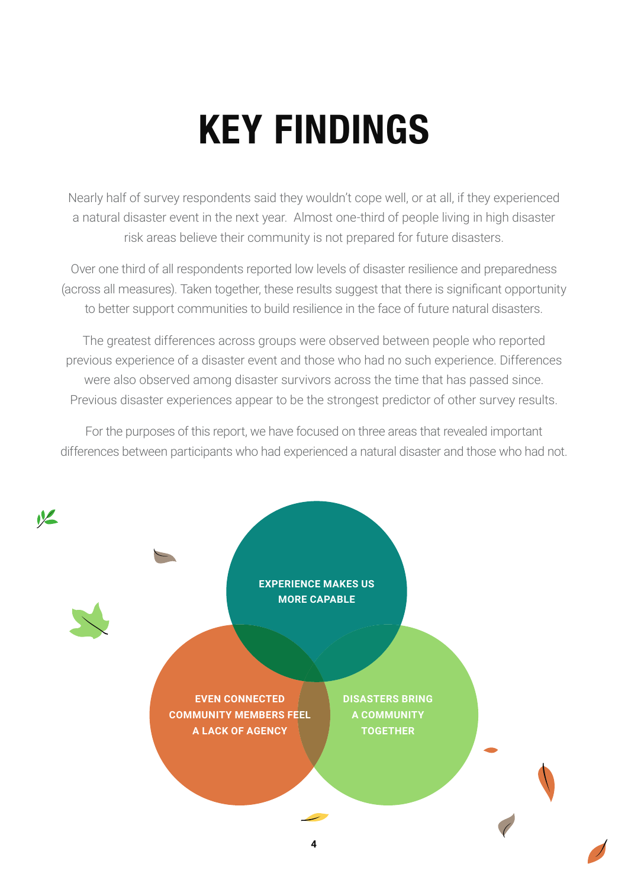# KEY FINDINGS

Nearly half of survey respondents said they wouldn't cope well, or at all, if they experienced a natural disaster event in the next year. Almost one-third of people living in high disaster risk areas believe their community is not prepared for future disasters.

Over one third of all respondents reported low levels of disaster resilience and preparedness (across all measures). Taken together, these results suggest that there is significant opportunity to better support communities to build resilience in the face of future natural disasters.

The greatest differences across groups were observed between people who reported previous experience of a disaster event and those who had no such experience. Differences were also observed among disaster survivors across the time that has passed since. Previous disaster experiences appear to be the strongest predictor of other survey results.

For the purposes of this report, we have focused on three areas that revealed important differences between participants who had experienced a natural disaster and those who had not.

**EXPERIENCE MAKES US MORE CAPABLE**

**EVEN CONNECTED COMMUNITY MEMBERS FEEL A LACK OF AGENCY**

**DISASTERS BRING A COMMUNITY TOGETHER**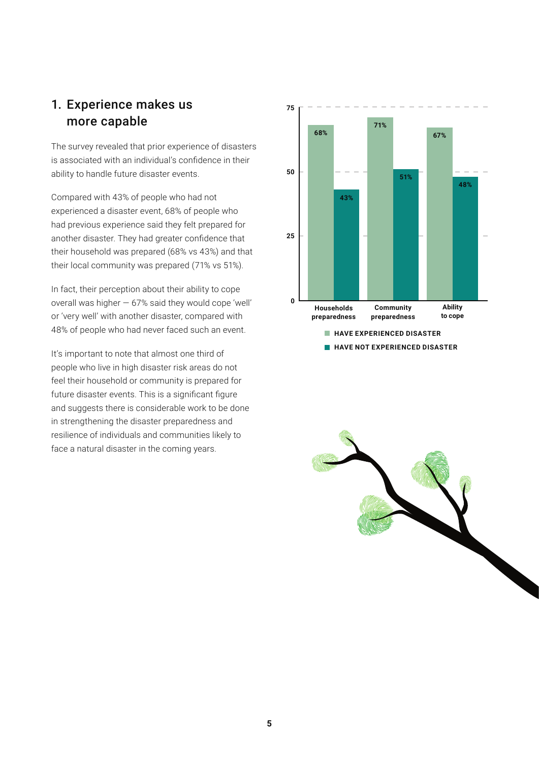## 1. Experience makes us more capable

The survey revealed that prior experience of disasters is associated with an individual's confidence in their ability to handle future disaster events.

Compared with 43% of people who had not experienced a disaster event, 68% of people who had previous experience said they felt prepared for another disaster. They had greater confidence that their household was prepared (68% vs 43%) and that their local community was prepared (71% vs 51%).

In fact, their perception about their ability to cope overall was higher — 67% said they would cope 'well' or 'very well' with another disaster, compared with 48% of people who had never faced such an event.

It's important to note that almost one third of people who live in high disaster risk areas do not feel their household or community is prepared for future disaster events. This is a significant figure and suggests there is considerable work to be done in strengthening the disaster preparedness and resilience of individuals and communities likely to face a natural disaster in the coming years.

| | HAVE EXPERIENCED DISASTER | HAVE NOT EXPERIENCED DISASTER |
|---|---|---|
| Households preparedness | 68% | 43% |
| Community preparedness | 71% | 51% |
| Ability to cope | 67% | 48% |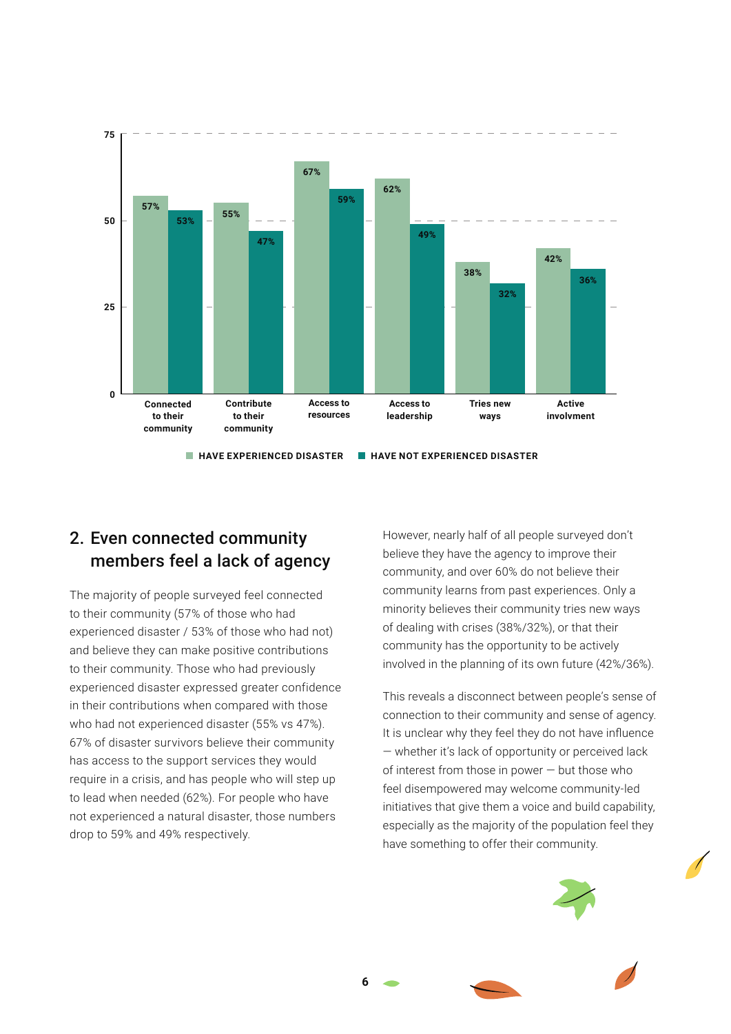| | Have experienced disaster | Have not experienced disaster |
|---|---|---|
| Connected to their community | 57% | 53% |
| Contribute to their community | 55% | 47% |
| Access to resources | 67% | 59% |
| Access to leadership | 62% | 49% |
| Tries new ways | 38% | 32% |
| Active involvment | 42% | 36% |

## 2. Even connected community members feel a lack of agency

The majority of people surveyed feel connected to their community (57% of those who had experienced disaster / 53% of those who had not) and believe they can make positive contributions to their community. Those who had previously experienced disaster expressed greater confidence in their contributions when compared with those who had not experienced disaster (55% vs 47%). 67% of disaster survivors believe their community has access to the support services they would require in a crisis, and has people who will step up to lead when needed (62%). For people who have not experienced a natural disaster, those numbers drop to 59% and 49% respectively.

However, nearly half of all people surveyed don't believe they have the agency to improve their community, and over 60% do not believe their community learns from past experiences. Only a minority believes their community tries new ways of dealing with crises (38%/32%), or that their community has the opportunity to be actively involved in the planning of its own future (42%/36%).

This reveals a disconnect between people's sense of connection to their community and sense of agency. It is unclear why they feel they do not have influence — whether it's lack of opportunity or perceived lack of interest from those in power — but those who feel disempowered may welcome community-led initiatives that give them a voice and build capability, especially as the majority of the population feel they have something to offer their community.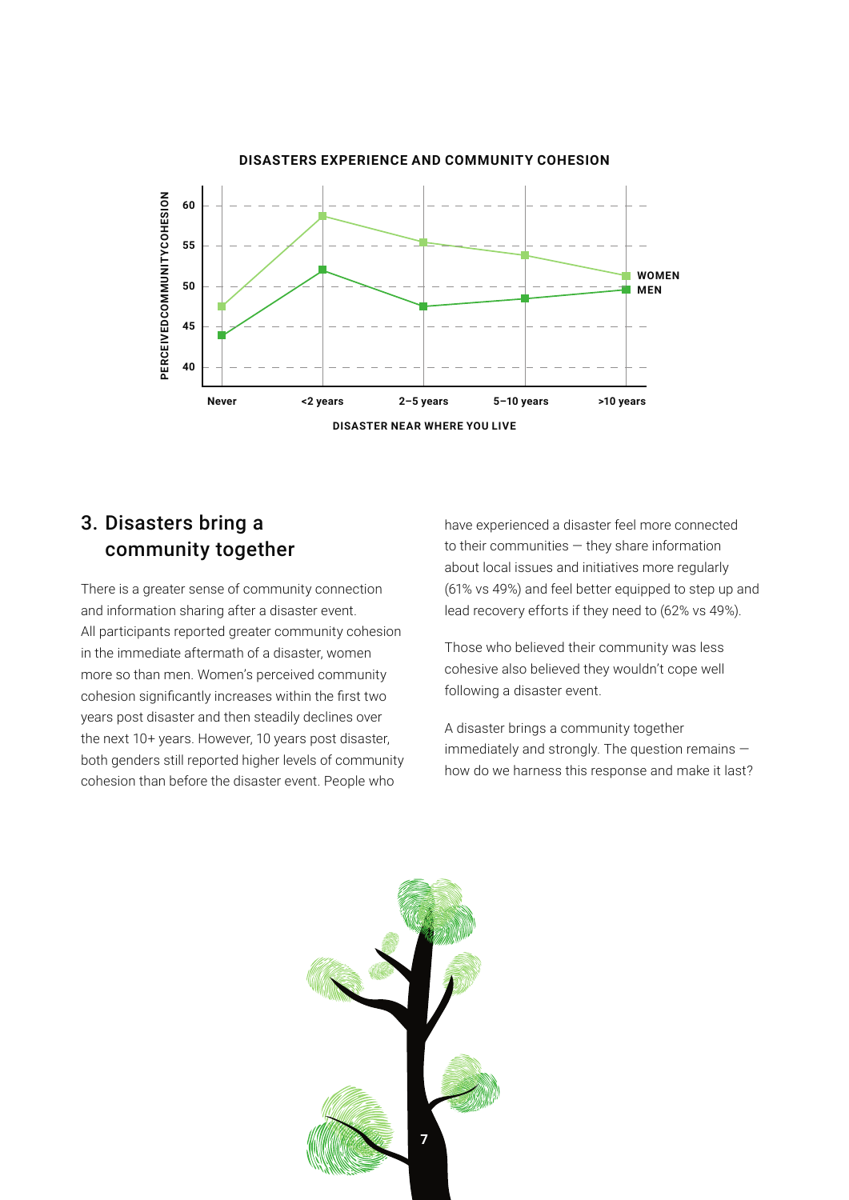**DISASTERS EXPERIENCE AND COMMUNITY COHESION**

## 3. Disasters bring a community together

There is a greater sense of community connection and information sharing after a disaster event. All participants reported greater community cohesion in the immediate aftermath of a disaster, women more so than men. Women's perceived community cohesion significantly increases within the first two years post disaster and then steadily declines over the next 10+ years. However, 10 years post disaster, both genders still reported higher levels of community cohesion than before the disaster event. People who have experienced a disaster feel more connected to their communities — they share information about local issues and initiatives more regularly (61% vs 49%) and feel better equipped to step up and lead recovery efforts if they need to (62% vs 49%).

Those who believed their community was less cohesive also believed they wouldn't cope well following a disaster event.

A disaster brings a community together immediately and strongly. The question remains — how do we harness this response and make it last?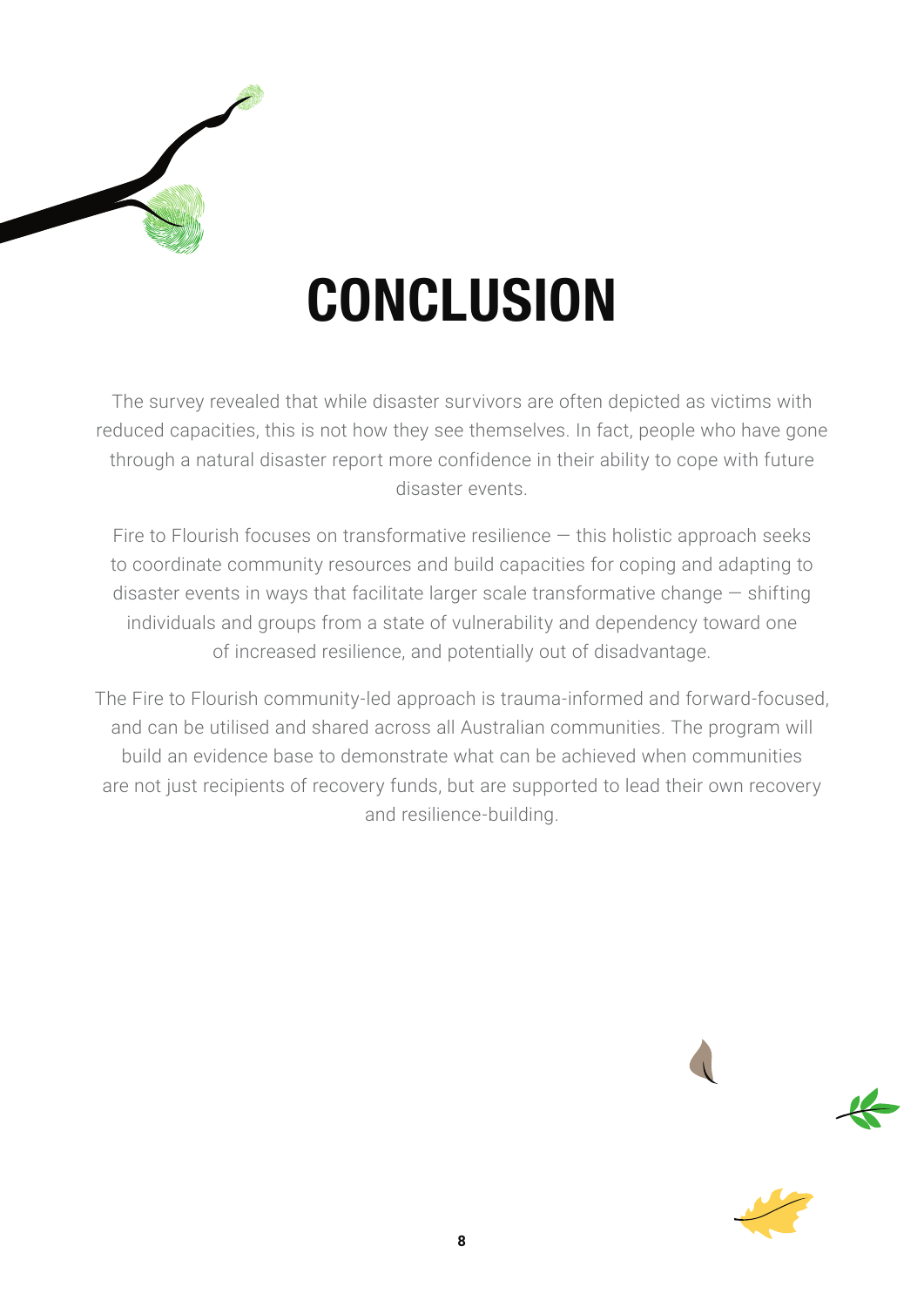# CONCLUSION

The survey revealed that while disaster survivors are often depicted as victims with reduced capacities, this is not how they see themselves. In fact, people who have gone through a natural disaster report more confidence in their ability to cope with future disaster events.

Fire to Flourish focuses on transformative resilience — this holistic approach seeks to coordinate community resources and build capacities for coping and adapting to disaster events in ways that facilitate larger scale transformative change — shifting individuals and groups from a state of vulnerability and dependency toward one of increased resilience, and potentially out of disadvantage.

The Fire to Flourish community-led approach is trauma-informed and forward-focused, and can be utilised and shared across all Australian communities. The program will build an evidence base to demonstrate what can be achieved when communities are not just recipients of recovery funds, but are supported to lead their own recovery and resilience-building.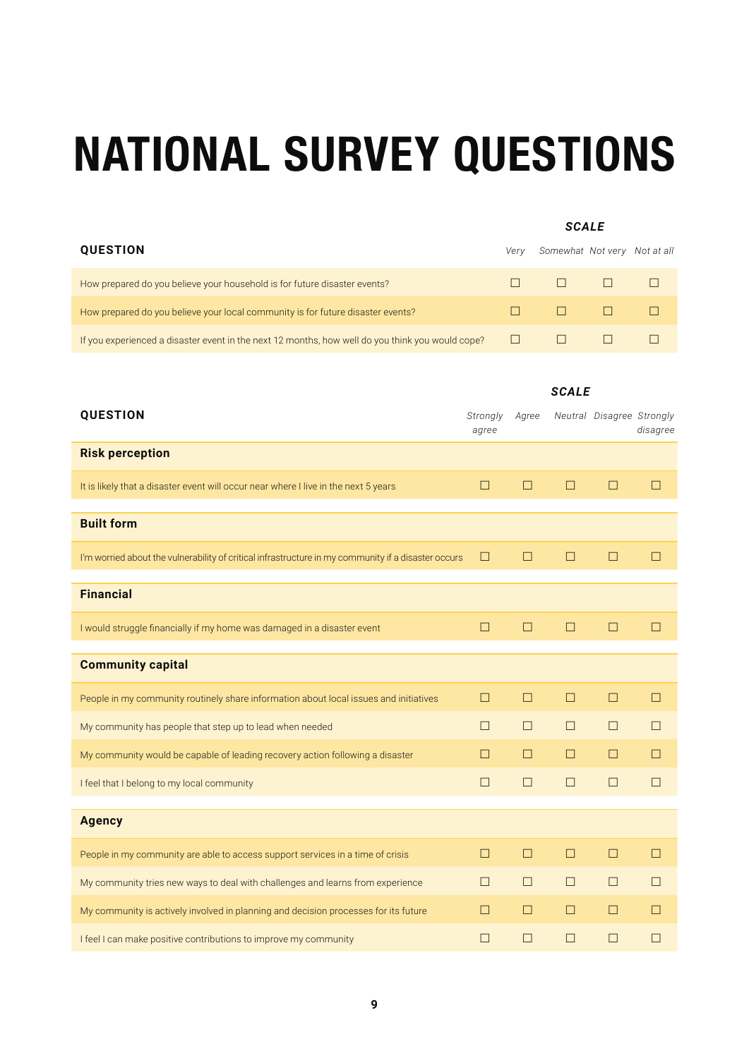# NATIONAL SURVEY QUESTIONS

| QUESTION | *Very* | *Somewhat* | *Not very* | *Not at all* |
|---|---|---|---|---|
| How prepared do you believe your household is for future disaster events? | ☐ | ☐ | ☐ | ☐ |
| How prepared do you believe your local community is for future disaster events? | ☐ | ☐ | ☐ | ☐ |
| If you experienced a disaster event in the next 12 months, how well do you think you would cope? | ☐ | ☐ | ☐ | ☐ |

| QUESTION | *Strongly agree* | *Agree* | *Neutral* | *Disagree* | *Strongly disagree* |
|---|---|---|---|---|---|
| **Risk perception** | | | | | |
| It is likely that a disaster event will occur near where I live in the next 5 years | ☐ | ☐ | ☐ | ☐ | ☐ |
| **Built form** | | | | | |
| I'm worried about the vulnerability of critical infrastructure in my community if a disaster occurs | ☐ | ☐ | ☐ | ☐ | ☐ |
| **Financial** | | | | | |
| I would struggle financially if my home was damaged in a disaster event | ☐ | ☐ | ☐ | ☐ | ☐ |
| **Community capital** | | | | | |
| People in my community routinely share information about local issues and initiatives | ☐ | ☐ | ☐ | ☐ | ☐ |
| My community has people that step up to lead when needed | ☐ | ☐ | ☐ | ☐ | ☐ |
| My community would be capable of leading recovery action following a disaster | ☐ | ☐ | ☐ | ☐ | ☐ |
| I feel that I belong to my local community | ☐ | ☐ | ☐ | ☐ | ☐ |
| **Agency** | | | | | |
| People in my community are able to access support services in a time of crisis | ☐ | ☐ | ☐ | ☐ | ☐ |
| My community tries new ways to deal with challenges and learns from experience | ☐ | ☐ | ☐ | ☐ | ☐ |
| My community is actively involved in planning and decision processes for its future | ☐ | ☐ | ☐ | ☐ | ☐ |
| I feel I can make positive contributions to improve my community | ☐ | ☐ | ☐ | ☐ | ☐ |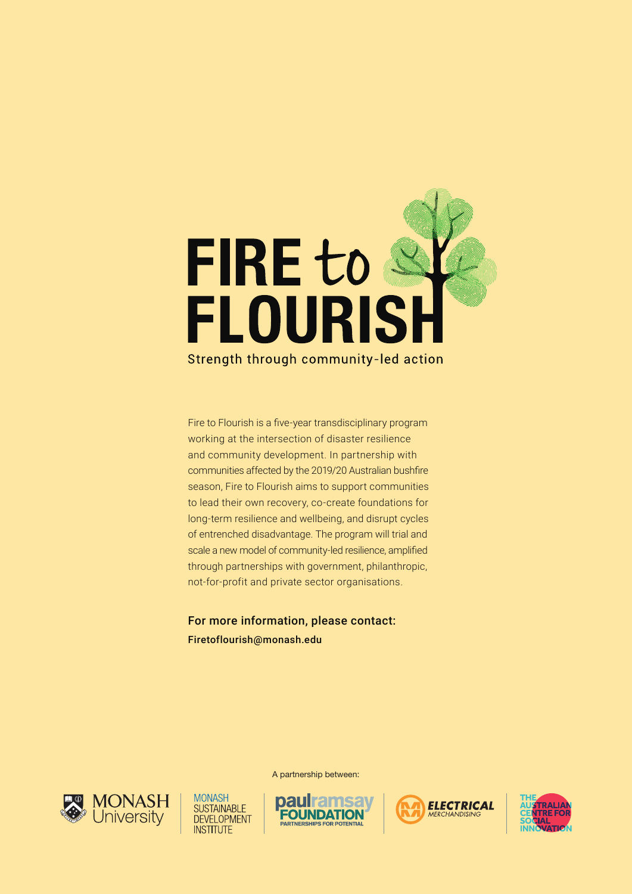# FIRE to FLOURISH

Strength through community-led action

Fire to Flourish is a five-year transdisciplinary program working at the intersection of disaster resilience and community development. In partnership with communities affected by the 2019/20 Australian bushfire season, Fire to Flourish aims to support communities to lead their own recovery, co-create foundations for long-term resilience and wellbeing, and disrupt cycles of entrenched disadvantage. The program will trial and scale a new model of community-led resilience, amplified through partnerships with government, philanthropic, not-for-profit and private sector organisations.

For more information, please contact:

**Firetoflourish@monash.edu**

A partnership between:

MONASH University

MONASH SUSTAINABLE DEVELOPMENT INSTITUTE

paulramsay FOUNDATION PARTNERSHIPS FOR POTENTIAL

ELECTRICAL MERCHANDISING

THE AUSTRALIAN CENTRE FOR SOCIAL INNOVATION